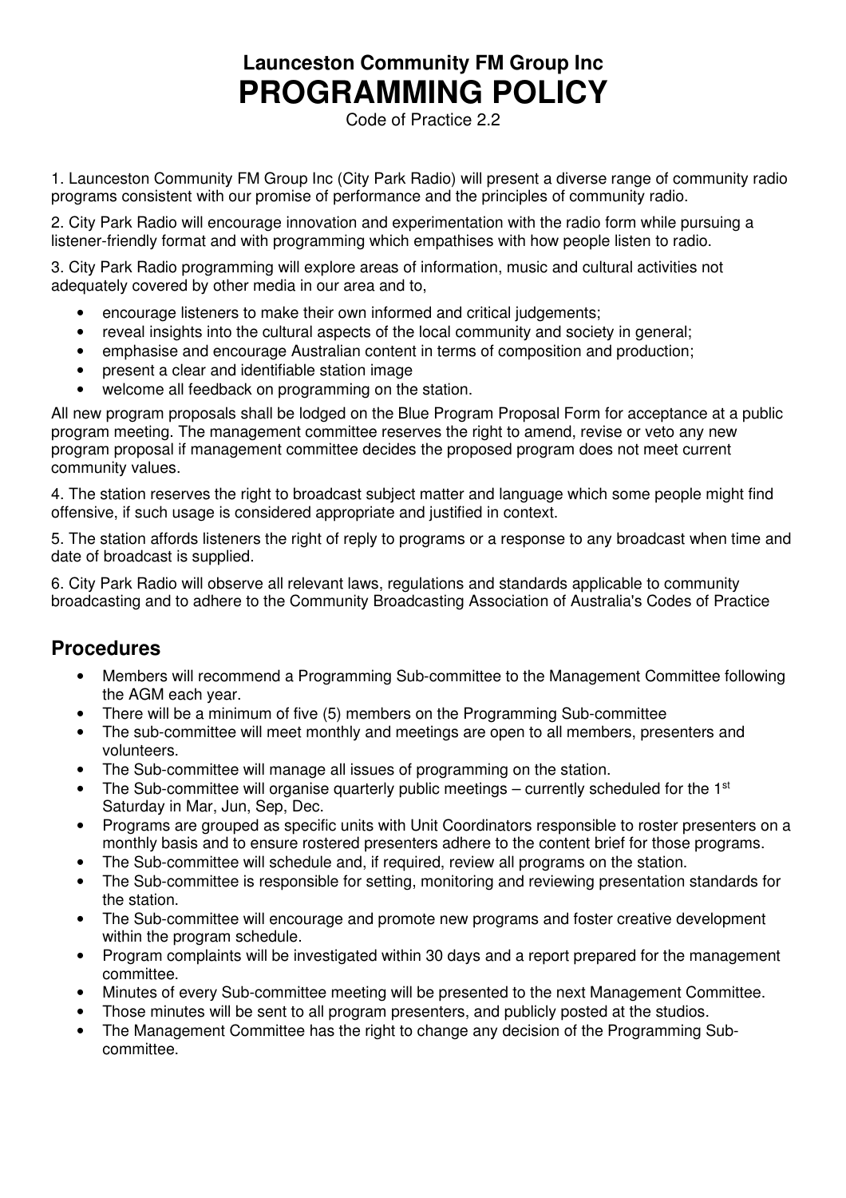# Launceston Community FM Group Inc
# PROGRAMMING POLICY

Code of Practice 2.2

1. Launceston Community FM Group Inc (City Park Radio) will present a diverse range of community radio programs consistent with our promise of performance and the principles of community radio.

2. City Park Radio will encourage innovation and experimentation with the radio form while pursuing a listener-friendly format and with programming which empathises with how people listen to radio.

3. City Park Radio programming will explore areas of information, music and cultural activities not adequately covered by other media in our area and to,

- encourage listeners to make their own informed and critical judgements;
- reveal insights into the cultural aspects of the local community and society in general;
- emphasise and encourage Australian content in terms of composition and production;
- present a clear and identifiable station image
- welcome all feedback on programming on the station.

All new program proposals shall be lodged on the Blue Program Proposal Form for acceptance at a public program meeting. The management committee reserves the right to amend, revise or veto any new program proposal if management committee decides the proposed program does not meet current community values.

4. The station reserves the right to broadcast subject matter and language which some people might find offensive, if such usage is considered appropriate and justified in context.

5. The station affords listeners the right of reply to programs or a response to any broadcast when time and date of broadcast is supplied.

6. City Park Radio will observe all relevant laws, regulations and standards applicable to community broadcasting and to adhere to the Community Broadcasting Association of Australia's Codes of Practice

## Procedures

- Members will recommend a Programming Sub-committee to the Management Committee following the AGM each year.
- There will be a minimum of five (5) members on the Programming Sub-committee
- The sub-committee will meet monthly and meetings are open to all members, presenters and volunteers.
- The Sub-committee will manage all issues of programming on the station.
- The Sub-committee will organise quarterly public meetings – currently scheduled for the 1st Saturday in Mar, Jun, Sep, Dec.
- Programs are grouped as specific units with Unit Coordinators responsible to roster presenters on a monthly basis and to ensure rostered presenters adhere to the content brief for those programs.
- The Sub-committee will schedule and, if required, review all programs on the station.
- The Sub-committee is responsible for setting, monitoring and reviewing presentation standards for the station.
- The Sub-committee will encourage and promote new programs and foster creative development within the program schedule.
- Program complaints will be investigated within 30 days and a report prepared for the management committee.
- Minutes of every Sub-committee meeting will be presented to the next Management Committee.
- Those minutes will be sent to all program presenters, and publicly posted at the studios.
- The Management Committee has the right to change any decision of the Programming Sub-committee.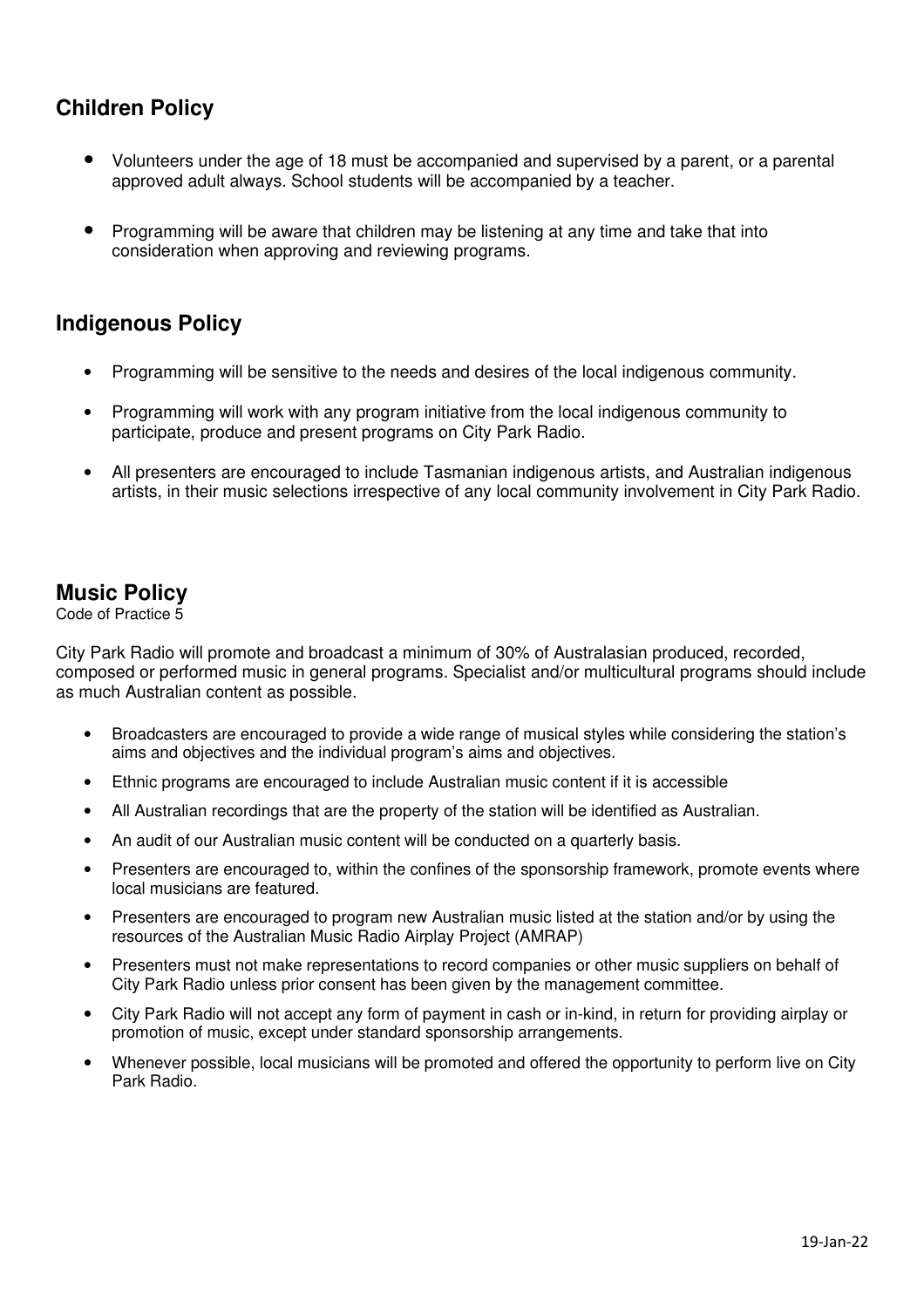## Children Policy

- Volunteers under the age of 18 must be accompanied and supervised by a parent, or a parental approved adult always. School students will be accompanied by a teacher.
- Programming will be aware that children may be listening at any time and take that into consideration when approving and reviewing programs.

## Indigenous Policy

- Programming will be sensitive to the needs and desires of the local indigenous community.
- Programming will work with any program initiative from the local indigenous community to participate, produce and present programs on City Park Radio.
- All presenters are encouraged to include Tasmanian indigenous artists, and Australian indigenous artists, in their music selections irrespective of any local community involvement in City Park Radio.

## Music Policy

Code of Practice 5

City Park Radio will promote and broadcast a minimum of 30% of Australasian produced, recorded, composed or performed music in general programs. Specialist and/or multicultural programs should include as much Australian content as possible.

- Broadcasters are encouraged to provide a wide range of musical styles while considering the station's aims and objectives and the individual program's aims and objectives.
- Ethnic programs are encouraged to include Australian music content if it is accessible
- All Australian recordings that are the property of the station will be identified as Australian.
- An audit of our Australian music content will be conducted on a quarterly basis.
- Presenters are encouraged to, within the confines of the sponsorship framework, promote events where local musicians are featured.
- Presenters are encouraged to program new Australian music listed at the station and/or by using the resources of the Australian Music Radio Airplay Project (AMRAP)
- Presenters must not make representations to record companies or other music suppliers on behalf of City Park Radio unless prior consent has been given by the management committee.
- City Park Radio will not accept any form of payment in cash or in-kind, in return for providing airplay or promotion of music, except under standard sponsorship arrangements.
- Whenever possible, local musicians will be promoted and offered the opportunity to perform live on City Park Radio.

19-Jan-22